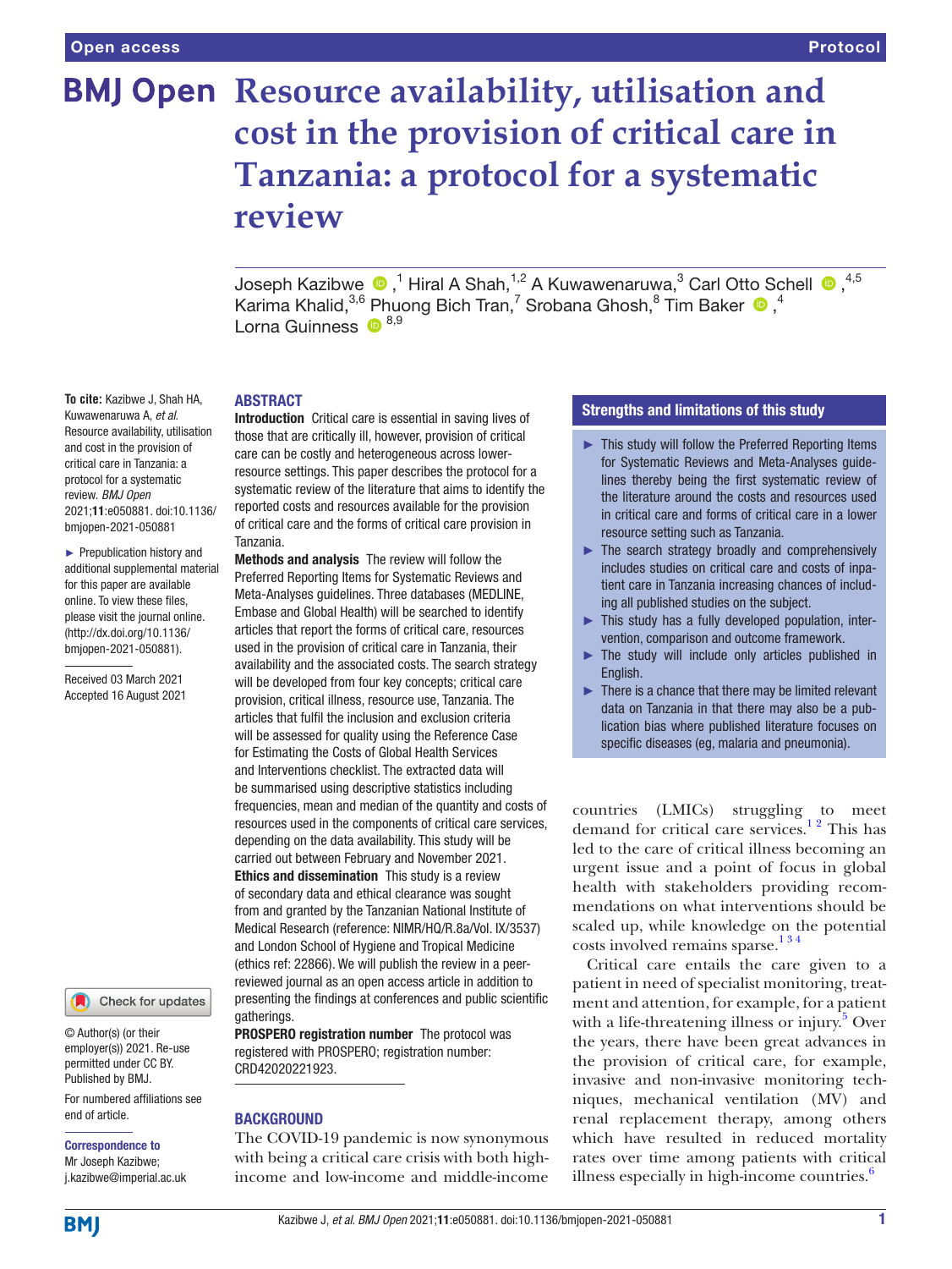Open access

Protocol

# Resource availability, utilisation and cost in the provision of critical care in Tanzania: a protocol for a systematic review

Joseph Kazibwe,[1] Hiral A Shah,[1,2] A Kuwawenaruwa,[3] Carl Otto Schell,[4,5] Karima Khalid,[3,6] Phuong Bich Tran,[7] Srobana Ghosh,[8] Tim Baker,[4] Lorna Guinness[8,9]

**To cite:** Kazibwe J, Shah HA, Kuwawenaruwa A, *et al*. Resource availability, utilisation and cost in the provision of critical care in Tanzania: a protocol for a systematic review. *BMJ Open* 2021;**11**:e050881. doi:10.1136/bmjopen-2021-050881

► Prepublication history and additional supplemental material for this paper are available online. To view these files, please visit the journal online. (http://dx.doi.org/10.1136/bmjopen-2021-050881).

Received 03 March 2021
Accepted 16 August 2021

© Author(s) (or their employer(s)) 2021. Re-use permitted under CC BY. Published by BMJ.

For numbered affiliations see end of article.

**Correspondence to**
Mr Joseph Kazibwe;
j.kazibwe@imperial.ac.uk

## ABSTRACT

**Introduction** Critical care is essential in saving lives of those that are critically ill, however, provision of critical care can be costly and heterogeneous across lower-resource settings. This paper describes the protocol for a systematic review of the literature that aims to identify the reported costs and resources available for the provision of critical care and the forms of critical care provision in Tanzania.

**Methods and analysis** The review will follow the Preferred Reporting Items for Systematic Reviews and Meta-Analyses guidelines. Three databases (MEDLINE, Embase and Global Health) will be searched to identify articles that report the forms of critical care, resources used in the provision of critical care in Tanzania, their availability and the associated costs. The search strategy will be developed from four key concepts; critical care provision, critical illness, resource use, Tanzania. The articles that fulfil the inclusion and exclusion criteria will be assessed for quality using the Reference Case for Estimating the Costs of Global Health Services and Interventions checklist. The extracted data will be summarised using descriptive statistics including frequencies, mean and median of the quantity and costs of resources used in the components of critical care services, depending on the data availability. This study will be carried out between February and November 2021.

**Ethics and dissemination** This study is a review of secondary data and ethical clearance was sought from and granted by the Tanzanian National Institute of Medical Research (reference: NIMR/HQ/R.8a/Vol. IX/3537) and London School of Hygiene and Tropical Medicine (ethics ref: 22866). We will publish the review in a peer-reviewed journal as an open access article in addition to presenting the findings at conferences and public scientific gatherings.

**PROSPERO registration number** The protocol was registered with PROSPERO; registration number: CRD42020221923.

## Strengths and limitations of this study

- ► This study will follow the Preferred Reporting Items for Systematic Reviews and Meta-Analyses guidelines thereby being the first systematic review of the literature around the costs and resources used in critical care and forms of critical care in a lower resource setting such as Tanzania.
- ► The search strategy broadly and comprehensively includes studies on critical care and costs of inpatient care in Tanzania increasing chances of including all published studies on the subject.
- ► This study has a fully developed population, intervention, comparison and outcome framework.
- ► The study will include only articles published in English.
- ► There is a chance that there may be limited relevant data on Tanzania in that there may also be a publication bias where published literature focuses on specific diseases (eg, malaria and pneumonia).

## BACKGROUND

The COVID-19 pandemic is now synonymous with being a critical care crisis with both high-income and low-income and middle-income countries (LMICs) struggling to meet demand for critical care services.[1,2] This has led to the care of critical illness becoming an urgent issue and a point of focus in global health with stakeholders providing recommendations on what interventions should be scaled up, while knowledge on the potential costs involved remains sparse.[1,3,4]

Critical care entails the care given to a patient in need of specialist monitoring, treatment and attention, for example, for a patient with a life-threatening illness or injury.[5] Over the years, there have been great advances in the provision of critical care, for example, invasive and non-invasive monitoring techniques, mechanical ventilation (MV) and renal replacement therapy, among others which have resulted in reduced mortality rates over time among patients with critical illness especially in high-income countries.[6]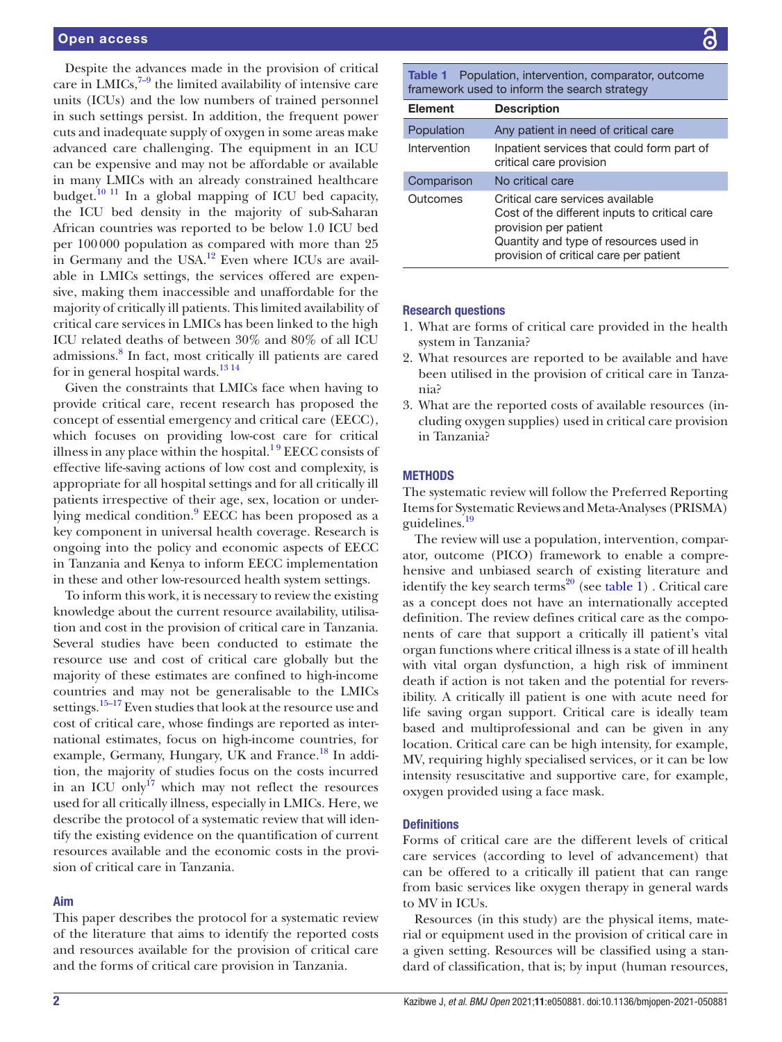Despite the advances made in the provision of critical care in LMICs,[7–9] the limited availability of intensive care units (ICUs) and the low numbers of trained personnel in such settings persist. In addition, the frequent power cuts and inadequate supply of oxygen in some areas make advanced care challenging. The equipment in an ICU can be expensive and may not be affordable or available in many LMICs with an already constrained healthcare budget.[10 11] In a global mapping of ICU bed capacity, the ICU bed density in the majority of sub-Saharan African countries was reported to be below 1.0 ICU bed per 100 000 population as compared with more than 25 in Germany and the USA.[12] Even where ICUs are available in LMICs settings, the services offered are expensive, making them inaccessible and unaffordable for the majority of critically ill patients. This limited availability of critical care services in LMICs has been linked to the high ICU related deaths of between 30% and 80% of all ICU admissions.[8] In fact, most critically ill patients are cared for in general hospital wards.[13 14]

Given the constraints that LMICs face when having to provide critical care, recent research has proposed the concept of essential emergency and critical care (EECC), which focuses on providing low-cost care for critical illness in any place within the hospital.[1 9] EECC consists of effective life-saving actions of low cost and complexity, is appropriate for all hospital settings and for all critically ill patients irrespective of their age, sex, location or underlying medical condition.[9] EECC has been proposed as a key component in universal health coverage. Research is ongoing into the policy and economic aspects of EECC in Tanzania and Kenya to inform EECC implementation in these and other low-resourced health system settings.

To inform this work, it is necessary to review the existing knowledge about the current resource availability, utilisation and cost in the provision of critical care in Tanzania. Several studies have been conducted to estimate the resource use and cost of critical care globally but the majority of these estimates are confined to high-income countries and may not be generalisable to the LMICs settings.[15–17] Even studies that look at the resource use and cost of critical care, whose findings are reported as international estimates, focus on high-income countries, for example, Germany, Hungary, UK and France.[18] In addition, the majority of studies focus on the costs incurred in an ICU only[17] which may not reflect the resources used for all critically illness, especially in LMICs. Here, we describe the protocol of a systematic review that will identify the existing evidence on the quantification of current resources available and the economic costs in the provision of critical care in Tanzania.

## Aim

This paper describes the protocol for a systematic review of the literature that aims to identify the reported costs and resources available for the provision of critical care and the forms of critical care provision in Tanzania.

**Table 1** Population, intervention, comparator, outcome framework used to inform the search strategy

| Element | Description |
|---|---|
| Population | Any patient in need of critical care |
| Intervention | Inpatient services that could form part of critical care provision |
| Comparison | No critical care |
| Outcomes | Critical care services available<br>Cost of the different inputs to critical care provision per patient<br>Quantity and type of resources used in provision of critical care per patient |

## Research questions

1. What are forms of critical care provided in the health system in Tanzania?
2. What resources are reported to be available and have been utilised in the provision of critical care in Tanzania?
3. What are the reported costs of available resources (including oxygen supplies) used in critical care provision in Tanzania?

## METHODS

The systematic review will follow the Preferred Reporting Items for Systematic Reviews and Meta-Analyses (PRISMA) guidelines.[19]

The review will use a population, intervention, comparator, outcome (PICO) framework to enable a comprehensive and unbiased search of existing literature and identify the key search terms[20] (see table 1) . Critical care as a concept does not have an internationally accepted definition. The review defines critical care as the components of care that support a critically ill patient's vital organ functions where critical illness is a state of ill health with vital organ dysfunction, a high risk of imminent death if action is not taken and the potential for reversibility. A critically ill patient is one with acute need for life saving organ support. Critical care is ideally team based and multiprofessional and can be given in any location. Critical care can be high intensity, for example, MV, requiring highly specialised services, or it can be low intensity resuscitative and supportive care, for example, oxygen provided using a face mask.

## Definitions

Forms of critical care are the different levels of critical care services (according to level of advancement) that can be offered to a critically ill patient that can range from basic services like oxygen therapy in general wards to MV in ICUs.

Resources (in this study) are the physical items, material or equipment used in the provision of critical care in a given setting. Resources will be classified using a standard of classification, that is; by input (human resources,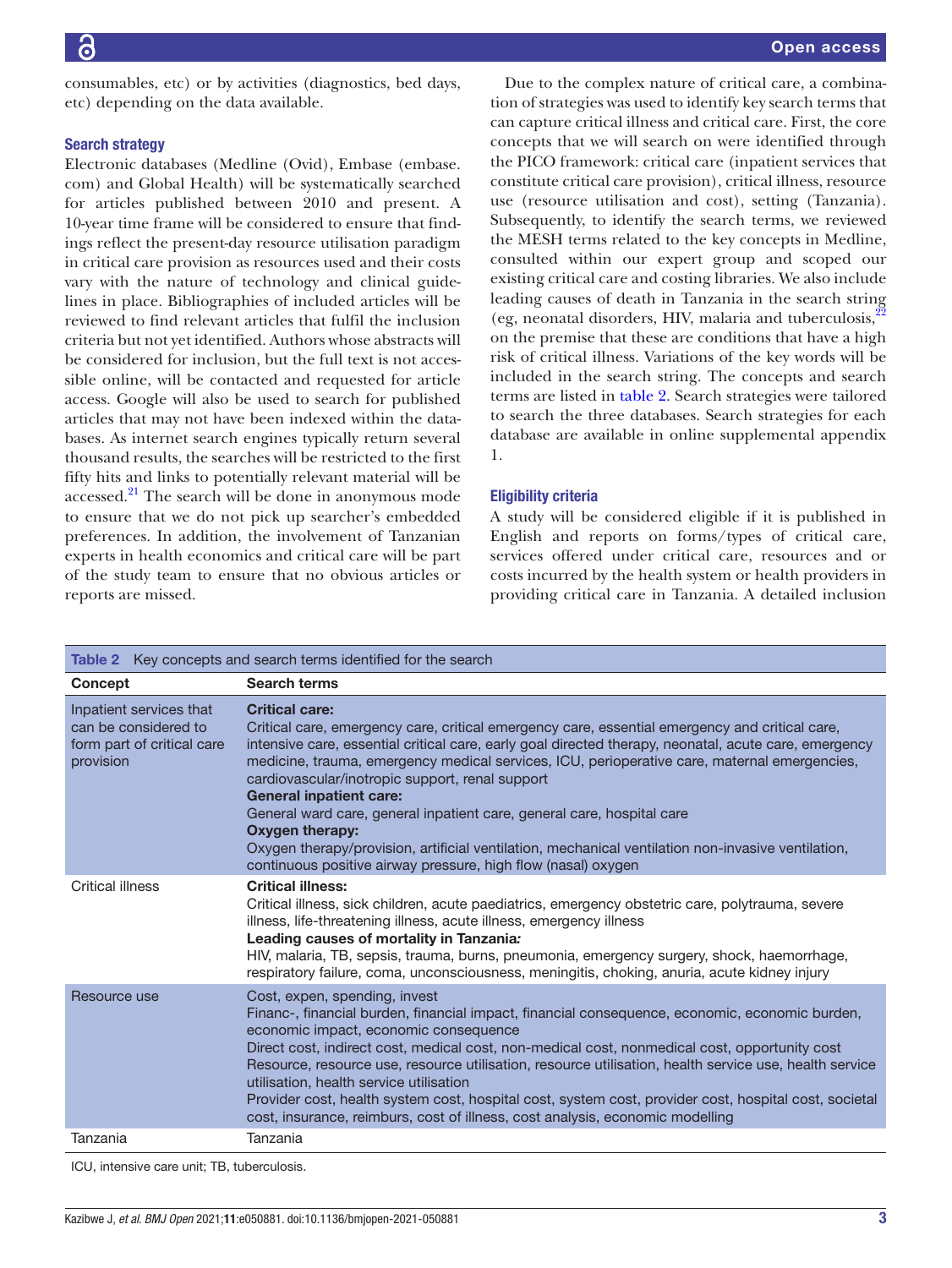consumables, etc) or by activities (diagnostics, bed days, etc) depending on the data available.

### Search strategy

Electronic databases (Medline (Ovid), Embase (embase.com) and Global Health) will be systematically searched for articles published between 2010 and present. A 10-year time frame will be considered to ensure that findings reflect the present-day resource utilisation paradigm in critical care provision as resources used and their costs vary with the nature of technology and clinical guidelines in place. Bibliographies of included articles will be reviewed to find relevant articles that fulfil the inclusion criteria but not yet identified. Authors whose abstracts will be considered for inclusion, but the full text is not accessible online, will be contacted and requested for article access. Google will also be used to search for published articles that may not have been indexed within the databases. As internet search engines typically return several thousand results, the searches will be restricted to the first fifty hits and links to potentially relevant material will be accessed.[21] The search will be done in anonymous mode to ensure that we do not pick up searcher's embedded preferences. In addition, the involvement of Tanzanian experts in health economics and critical care will be part of the study team to ensure that no obvious articles or reports are missed.

Due to the complex nature of critical care, a combination of strategies was used to identify key search terms that can capture critical illness and critical care. First, the core concepts that we will search on were identified through the PICO framework: critical care (inpatient services that constitute critical care provision), critical illness, resource use (resource utilisation and cost), setting (Tanzania). Subsequently, to identify the search terms, we reviewed the MESH terms related to the key concepts in Medline, consulted within our expert group and scoped our existing critical care and costing libraries. We also include leading causes of death in Tanzania in the search string (eg, neonatal disorders, HIV, malaria and tuberculosis,[22] on the premise that these are conditions that have a high risk of critical illness. Variations of the key words will be included in the search string. The concepts and search terms are listed in table 2. Search strategies were tailored to search the three databases. Search strategies for each database are available in online supplemental appendix 1.

### Eligibility criteria

A study will be considered eligible if it is published in English and reports on forms/types of critical care, services offered under critical care, resources and or costs incurred by the health system or health providers in providing critical care in Tanzania. A detailed inclusion

**Table 2** Key concepts and search terms identified for the search

| Concept | Search terms |
|---|---|
| Inpatient services that can be considered to form part of critical care provision | **Critical care:**<br>Critical care, emergency care, critical emergency care, essential emergency and critical care, intensive care, essential critical care, early goal directed therapy, neonatal, acute care, emergency medicine, trauma, emergency medical services, ICU, perioperative care, maternal emergencies, cardiovascular/inotropic support, renal support<br>**General inpatient care:**<br>General ward care, general inpatient care, general care, hospital care<br>**Oxygen therapy:**<br>Oxygen therapy/provision, artificial ventilation, mechanical ventilation non-invasive ventilation, continuous positive airway pressure, high flow (nasal) oxygen |
| Critical illness | **Critical illness:**<br>Critical illness, sick children, acute paediatrics, emergency obstetric care, polytrauma, severe illness, life-threatening illness, acute illness, emergency illness<br>**Leading causes of mortality in Tanzania*:***<br>HIV, malaria, TB, sepsis, trauma, burns, pneumonia, emergency surgery, shock, haemorrhage, respiratory failure, coma, unconsciousness, meningitis, choking, anuria, acute kidney injury |
| Resource use | Cost, expen, spending, invest<br>Financ-, financial burden, financial impact, financial consequence, economic, economic burden, economic impact, economic consequence<br>Direct cost, indirect cost, medical cost, non-medical cost, nonmedical cost, opportunity cost<br>Resource, resource use, resource utilisation, resource utilisation, health service use, health service utilisation, health service utilisation<br>Provider cost, health system cost, hospital cost, system cost, provider cost, hospital cost, societal cost, insurance, reimburs, cost of illness, cost analysis, economic modelling |
| Tanzania | Tanzania |

ICU, intensive care unit; TB, tuberculosis.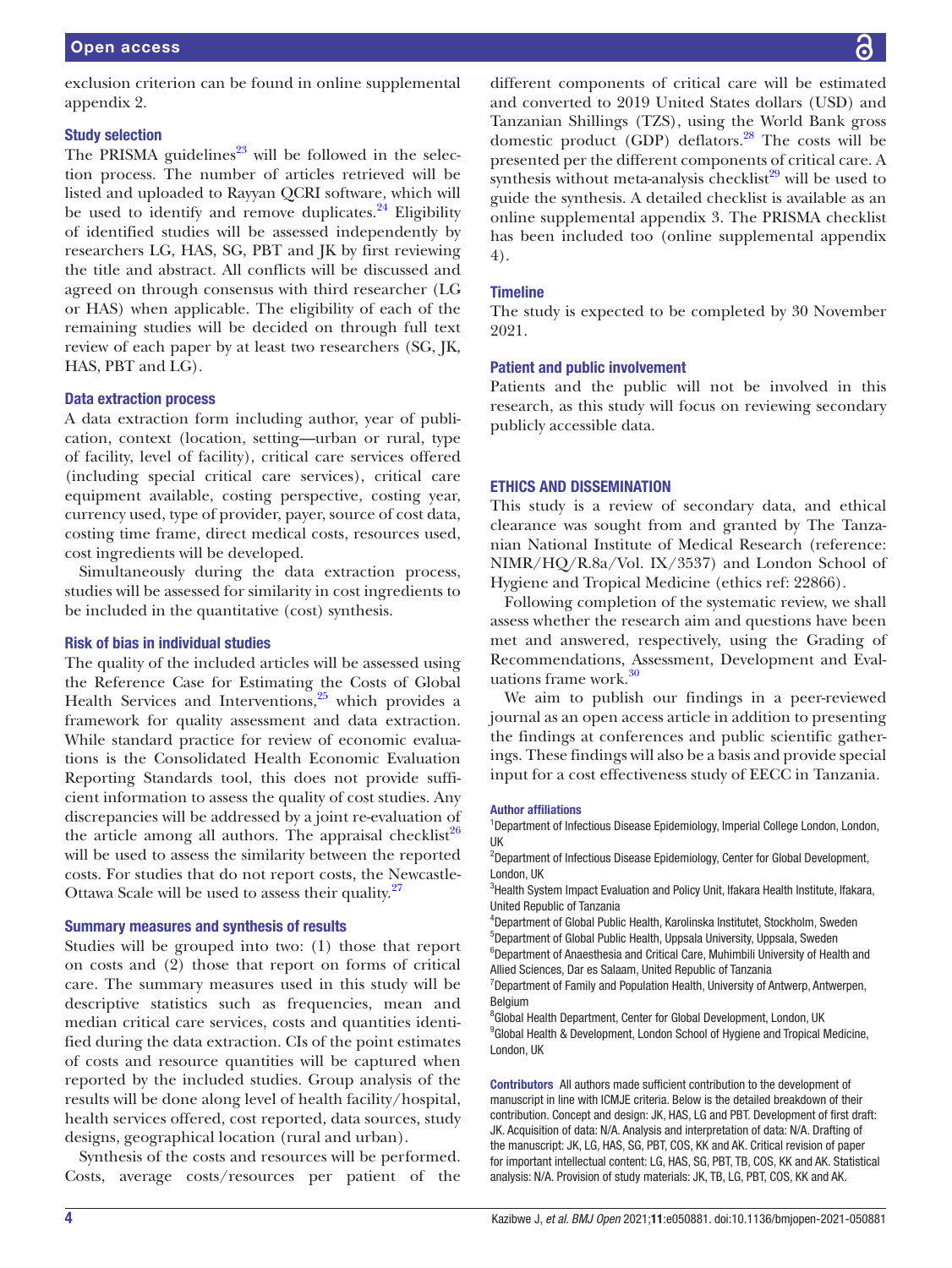exclusion criterion can be found in online supplemental appendix 2.

### Study selection

The PRISMA guidelines[23] will be followed in the selection process. The number of articles retrieved will be listed and uploaded to Rayyan QCRI software, which will be used to identify and remove duplicates.[24] Eligibility of identified studies will be assessed independently by researchers LG, HAS, SG, PBT and JK by first reviewing the title and abstract. All conflicts will be discussed and agreed on through consensus with third researcher (LG or HAS) when applicable. The eligibility of each of the remaining studies will be decided on through full text review of each paper by at least two researchers (SG, JK, HAS, PBT and LG).

### Data extraction process

A data extraction form including author, year of publication, context (location, setting—urban or rural, type of facility, level of facility), critical care services offered (including special critical care services), critical care equipment available, costing perspective, costing year, currency used, type of provider, payer, source of cost data, costing time frame, direct medical costs, resources used, cost ingredients will be developed.

Simultaneously during the data extraction process, studies will be assessed for similarity in cost ingredients to be included in the quantitative (cost) synthesis.

### Risk of bias in individual studies

The quality of the included articles will be assessed using the Reference Case for Estimating the Costs of Global Health Services and Interventions,[25] which provides a framework for quality assessment and data extraction. While standard practice for review of economic evaluations is the Consolidated Health Economic Evaluation Reporting Standards tool, this does not provide sufficient information to assess the quality of cost studies. Any discrepancies will be addressed by a joint re-evaluation of the article among all authors. The appraisal checklist[26] will be used to assess the similarity between the reported costs. For studies that do not report costs, the Newcastle-Ottawa Scale will be used to assess their quality.[27]

### Summary measures and synthesis of results

Studies will be grouped into two: (1) those that report on costs and (2) those that report on forms of critical care. The summary measures used in this study will be descriptive statistics such as frequencies, mean and median critical care services, costs and quantities identified during the data extraction. CIs of the point estimates of costs and resource quantities will be captured when reported by the included studies. Group analysis of the results will be done along level of health facility/hospital, health services offered, cost reported, data sources, study designs, geographical location (rural and urban).

Synthesis of the costs and resources will be performed. Costs, average costs/resources per patient of the different components of critical care will be estimated and converted to 2019 United States dollars (USD) and Tanzanian Shillings (TZS), using the World Bank gross domestic product (GDP) deflators.[28] The costs will be presented per the different components of critical care. A synthesis without meta-analysis checklist[29] will be used to guide the synthesis. A detailed checklist is available as an online supplemental appendix 3. The PRISMA checklist has been included too (online supplemental appendix 4).

### Timeline

The study is expected to be completed by 30 November 2021.

### Patient and public involvement

Patients and the public will not be involved in this research, as this study will focus on reviewing secondary publicly accessible data.

## ETHICS AND DISSEMINATION

This study is a review of secondary data, and ethical clearance was sought from and granted by The Tanzanian National Institute of Medical Research (reference: NIMR/HQ/R.8a/Vol. IX/3537) and London School of Hygiene and Tropical Medicine (ethics ref: 22866).

Following completion of the systematic review, we shall assess whether the research aim and questions have been met and answered, respectively, using the Grading of Recommendations, Assessment, Development and Evaluations frame work.[30]

We aim to publish our findings in a peer-reviewed journal as an open access article in addition to presenting the findings at conferences and public scientific gatherings. These findings will also be a basis and provide special input for a cost effectiveness study of EECC in Tanzania.

**Author affiliations**

[1]Department of Infectious Disease Epidemiology, Imperial College London, London, UK
[2]Department of Infectious Disease Epidemiology, Center for Global Development, London, UK
[3]Health System Impact Evaluation and Policy Unit, Ifakara Health Institute, Ifakara, United Republic of Tanzania
[4]Department of Global Public Health, Karolinska Institutet, Stockholm, Sweden
[5]Department of Global Public Health, Uppsala University, Uppsala, Sweden
[6]Department of Anaesthesia and Critical Care, Muhimbili University of Health and Allied Sciences, Dar es Salaam, United Republic of Tanzania
[7]Department of Family and Population Health, University of Antwerp, Antwerpen, Belgium
[8]Global Health Department, Center for Global Development, London, UK
[9]Global Health & Development, London School of Hygiene and Tropical Medicine, London, UK

**Contributors** All authors made sufficient contribution to the development of manuscript in line with ICMJE criteria. Below is the detailed breakdown of their contribution. Concept and design: JK, HAS, LG and PBT. Development of first draft: JK. Acquisition of data: N/A. Analysis and interpretation of data: N/A. Drafting of the manuscript: JK, LG, HAS, SG, PBT, COS, KK and AK. Critical revision of paper for important intellectual content: LG, HAS, SG, PBT, TB, COS, KK and AK. Statistical analysis: N/A. Provision of study materials: JK, TB, LG, PBT, COS, KK and AK.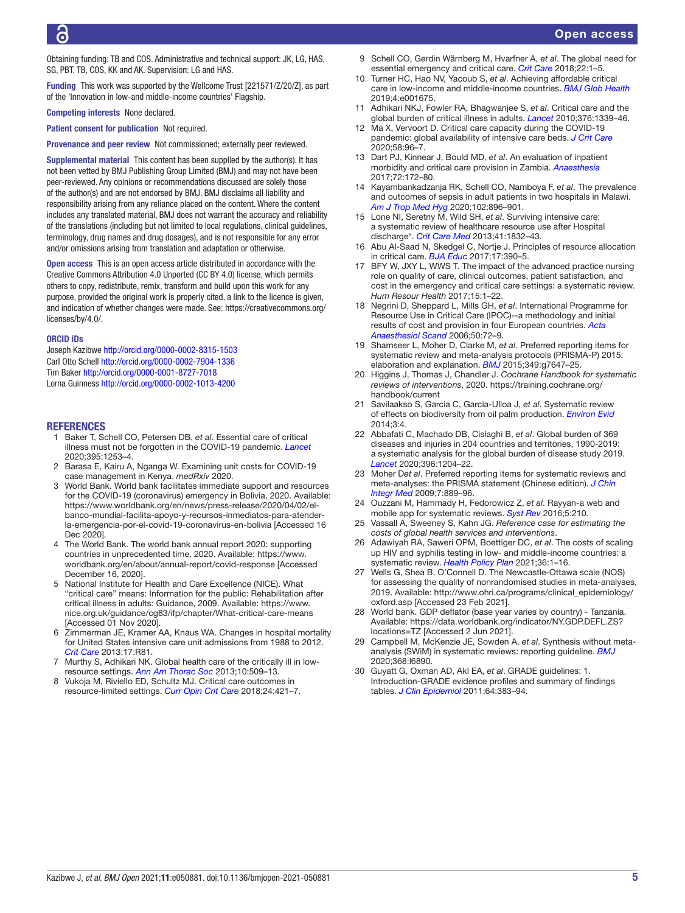Obtaining funding: TB and COS. Administrative and technical support: JK, LG, HAS, SG, PBT, TB, COS, KK and AK. Supervision: LG and HAS.

**Funding** This work was supported by the Wellcome Trust [221571/Z/20/Z], as part of the 'Innovation in low-and middle-income countries' Flagship.

**Competing interests** None declared.

**Patient consent for publication** Not required.

**Provenance and peer review** Not commissioned; externally peer reviewed.

**Supplemental material** This content has been supplied by the author(s). It has not been vetted by BMJ Publishing Group Limited (BMJ) and may not have been peer-reviewed. Any opinions or recommendations discussed are solely those of the author(s) and are not endorsed by BMJ. BMJ disclaims all liability and responsibility arising from any reliance placed on the content. Where the content includes any translated material, BMJ does not warrant the accuracy and reliability of the translations (including but not limited to local regulations, clinical guidelines, terminology, drug names and drug dosages), and is not responsible for any error and/or omissions arising from translation and adaptation or otherwise.

**Open access** This is an open access article distributed in accordance with the Creative Commons Attribution 4.0 Unported (CC BY 4.0) license, which permits others to copy, redistribute, remix, transform and build upon this work for any purpose, provided the original work is properly cited, a link to the licence is given, and indication of whether changes were made. See: https://creativecommons.org/licenses/by/4.0/.

### ORCID iDs

Joseph Kazibwe http://orcid.org/0000-0002-8315-1503
Carl Otto Schell http://orcid.org/0000-0002-7904-1336
Tim Baker http://orcid.org/0000-0001-8727-7018
Lorna Guinness http://orcid.org/0000-0002-1013-4200

## REFERENCES

1. Baker T, Schell CO, Petersen DB, *et al*. Essential care of critical illness must not be forgotten in the COVID-19 pandemic. *Lancet* 2020;395:1253–4.
2. Barasa E, Kairu A, Nganga W. Examining unit costs for COVID-19 case management in Kenya. *medRxiv* 2020.
3. World Bank. World bank facilitates immediate support and resources for the COVID-19 (coronavirus) emergency in Bolivia, 2020. Available: https://www.worldbank.org/en/news/press-release/2020/04/02/el-banco-mundial-facilita-apoyo-y-recursos-inmediatos-para-atender-la-emergencia-por-el-covid-19-coronavirus-en-bolivia [Accessed 16 Dec 2020].
4. The World Bank. The world bank annual report 2020: supporting countries in unprecedented time, 2020. Available: https://www.worldbank.org/en/about/annual-report/covid-response [Accessed December 16, 2020].
5. National Institute for Health and Care Excellence (NICE). What “critical care” means: Information for the public: Rehabilitation after critical illness in adults: Guidance, 2009. Available: https://www.nice.org.uk/guidance/cg83/ifp/chapter/What-critical-care-means [Accessed 01 Nov 2020].
6. Zimmerman JE, Kramer AA, Knaus WA. Changes in hospital mortality for United States intensive care unit admissions from 1988 to 2012. *Crit Care* 2013;17:R81.
7. Murthy S, Adhikari NK. Global health care of the critically ill in low-resource settings. *Ann Am Thorac Soc* 2013;10:509–13.
8. Vukoja M, Riviello ED, Schultz MJ. Critical care outcomes in resource-limited settings. *Curr Opin Crit Care* 2018;24:421–7.
9. Schell CO, Gerdin Wärnberg M, Hvarfner A, *et al*. The global need for essential emergency and critical care. *Crit Care* 2018;22:1–5.
10. Turner HC, Hao NV, Yacoub S, *et al*. Achieving affordable critical care in low-income and middle-income countries. *BMJ Glob Health* 2019;4:e001675.
11. Adhikari NKJ, Fowler RA, Bhagwanjee S, *et al*. Critical care and the global burden of critical illness in adults. *Lancet* 2010;376:1339–46.
12. Ma X, Vervoort D. Critical care capacity during the COVID-19 pandemic: global availability of intensive care beds. *J Crit Care* 2020;58:96–7.
13. Dart PJ, Kinnear J, Bould MD, *et al*. An evaluation of inpatient morbidity and critical care provision in Zambia. *Anaesthesia* 2017;72:172–80.
14. Kayambankadzanja RK, Schell CO, Namboya F, *et al*. The prevalence and outcomes of sepsis in adult patients in two hospitals in Malawi. *Am J Trop Med Hyg* 2020;102:896–901.
15. Lone NI, Seretny M, Wild SH, *et al*. Surviving intensive care: a systematic review of healthcare resource use after Hospital discharge*. *Crit Care Med* 2013;41:1832–43.
16. Abu Al-Saad N, Skedgel C, Nortje J. Principles of resource allocation in critical care. *BJA Educ* 2017;17:390–5.
17. BFY W, JXY L, WWS T. The impact of the advanced practice nursing role on quality of care, clinical outcomes, patient satisfaction, and cost in the emergency and critical care settings: a systematic review. *Hum Resour Health* 2017;15:1–22.
18. Negrini D, Sheppard L, Mills GH, *et al*. International Programme for Resource Use in Critical Care (IPOC)--a methodology and initial results of cost and provision in four European countries. *Acta Anaesthesiol Scand* 2006;50:72–9.
19. Shamseer L, Moher D, Clarke M, *et al*. Preferred reporting items for systematic review and meta-analysis protocols (PRISMA-P) 2015: elaboration and explanation. *BMJ* 2015;349:g7647–25.
20. Higgins J, Thomas J, Chandler J. *Cochrane Handbook for systematic reviews of interventions*, 2020. https://training.cochrane.org/handbook/current
21. Savilaakso S, Garcia C, Garcia-Ulloa J, *et al*. Systematic review of effects on biodiversity from oil palm production. *Environ Evid* 2014;3:4.
22. Abbafati C, Machado DB, Cislaghi B, *et al*. Global burden of 369 diseases and injuries in 204 countries and territories, 1990-2019: a systematic analysis for the global burden of disease study 2019. *Lancet* 2020;396:1204–22.
23. Moher D*et al*. Preferred reporting items for systematic reviews and meta-analyses: the PRISMA statement (Chinese edition). *J Chin Integr Med* 2009;7:889–96.
24. Ouzzani M, Hammady H, Fedorowicz Z, *et al*. Rayyan-a web and mobile app for systematic reviews. *Syst Rev* 2016;5:210.
25. Vassall A, Sweeney S, Kahn JG. *Reference case for estimating the costs of global health services and interventions*.
26. Adawiyah RA, Saweri OPM, Boettiger DC, *et al*. The costs of scaling up HIV and syphilis testing in low- and middle-income countries: a systematic review. *Health Policy Plan* 2021;36:1–16.
27. Wells G, Shea B, O'Connell D. The Newcastle-Ottawa scale (NOS) for assessing the quality of nonrandomised studies in meta-analyses, 2019. Available: http://www.ohri.ca/programs/clinical_epidemiology/oxford.asp [Accessed 23 Feb 2021].
28. World bank. GDP deflator (base year varies by country) - Tanzania. Available: https://data.worldbank.org/indicator/NY.GDP.DEFL.ZS?locations=TZ [Accessed 2 Jun 2021].
29. Campbell M, McKenzie JE, Sowden A, *et al*. Synthesis without meta-analysis (SWiM) in systematic reviews: reporting guideline. *BMJ* 2020;368:l6890.
30. Guyatt G, Oxman AD, Akl EA, *et al*. GRADE guidelines: 1. Introduction-GRADE evidence profiles and summary of findings tables. *J Clin Epidemiol* 2011;64:383–94.